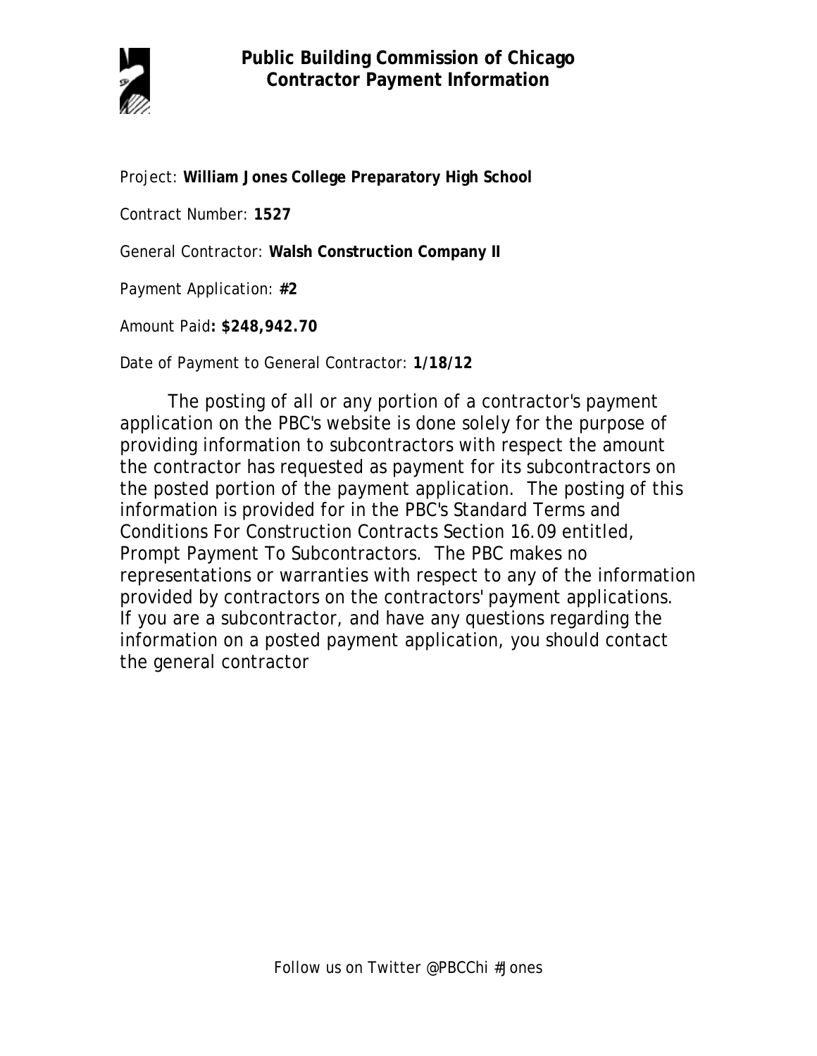# Public Building Commission of Chicago
## Contractor Payment Information

Project: **William Jones College Preparatory High School**

Contract Number: **1527**

General Contractor: **Walsh Construction Company II**

Payment Application: **#2**

Amount Paid**: $248,942.70**

Date of Payment to General Contractor: **1/18/12**

The posting of all or any portion of a contractor's payment application on the PBC's website is done solely for the purpose of providing information to subcontractors with respect the amount the contractor has requested as payment for its subcontractors on the posted portion of the payment application. The posting of this information is provided for in the PBC's Standard Terms and Conditions For Construction Contracts Section 16.09 entitled, Prompt Payment To Subcontractors. The PBC makes no representations or warranties with respect to any of the information provided by contractors on the contractors' payment applications. If you are a subcontractor, and have any questions regarding the information on a posted payment application, you should contact the general contractor

Follow us on Twitter @PBCChi #Jones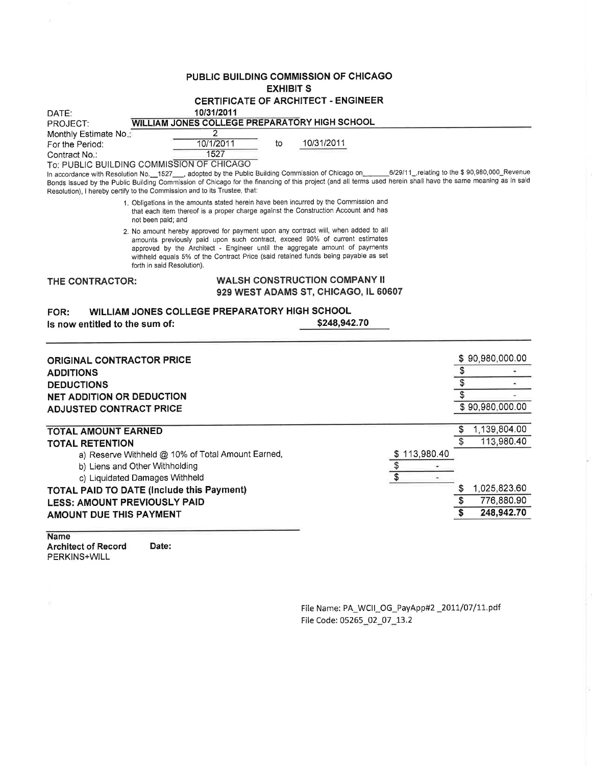# PUBLIC BUILDING COMMISSION OF CHICAGO

## EXHIBIT S

## CERTIFICATE OF ARCHITECT - ENGINEER

DATE: **10/31/2011**

PROJECT: **WILLIAM JONES COLLEGE PREPARATORY HIGH SCHOOL**

Monthly Estimate No.: 2

For the Period: 10/1/2011 to 10/31/2011

Contract No.: 1527

To: PUBLIC BUILDING COMMISSION OF CHICAGO

In accordance with Resolution No.__1527___, adopted by the Public Building Commission of Chicago on______6/29/11_,relating to the $ 90,980,000_Revenue Bonds issued by the Public Building Commission of Chicago for the financing of this project (and all terms used herein shall have the same meaning as in said Resolution), I hereby certify to the Commission and to its Trustee, that:

1. Obligations in the amounts stated herein have been incurred by the Commission and that each item thereof is a proper charge against the Construction Account and has not been paid; and
2. No amount hereby approved for payment upon any contract will, when added to all amounts previously paid upon such contract, exceed 90% of current estimates approved by the Architect - Engineer until the aggregate amount of payments withheld equals 5% of the Contract Price (said retained funds being payable as set forth in said Resolution).

**THE CONTRACTOR:** **WALSH CONSTRUCTION COMPANY II**
**929 WEST ADAMS ST, CHICAGO, IL 60607**

**FOR: WILLIAM JONES COLLEGE PREPARATORY HIGH SCHOOL**

**Is now entitled to the sum of:** **$248,942.70**

| | | |
|---|---|---|
| **ORIGINAL CONTRACTOR PRICE** | | $ 90,980,000.00 |
| **ADDITIONS** | | $ - |
| **DEDUCTIONS** | | $ - |
| **NET ADDITION OR DEDUCTION** | | $ - |
| **ADJUSTED CONTRACT PRICE** | | $ 90,980,000.00 |
| **TOTAL AMOUNT EARNED** | | $ 1,139,804.00 |
| **TOTAL RETENTION** | | $ 113,980.40 |
| a) Reserve Withheld @ 10% of Total Amount Earned, | $ 113,980.40 | |
| b) Liens and Other Withholding | $ - | |
| c) Liquidated Damages Withheld | $ - | |
| **TOTAL PAID TO DATE (Include this Payment)** | | $ 1,025,823.60 |
| **LESS: AMOUNT PREVIOUSLY PAID** | | $ 776,880.90 |
| **AMOUNT DUE THIS PAYMENT** | | **$ 248,942.70** |

**Name**

**Architect of Record** **Date:**

PERKINS+WILL

File Name: PA_WCII_OG_PayApp#2 _2011/07/11.pdf

File Code: 05265_02_07_13.2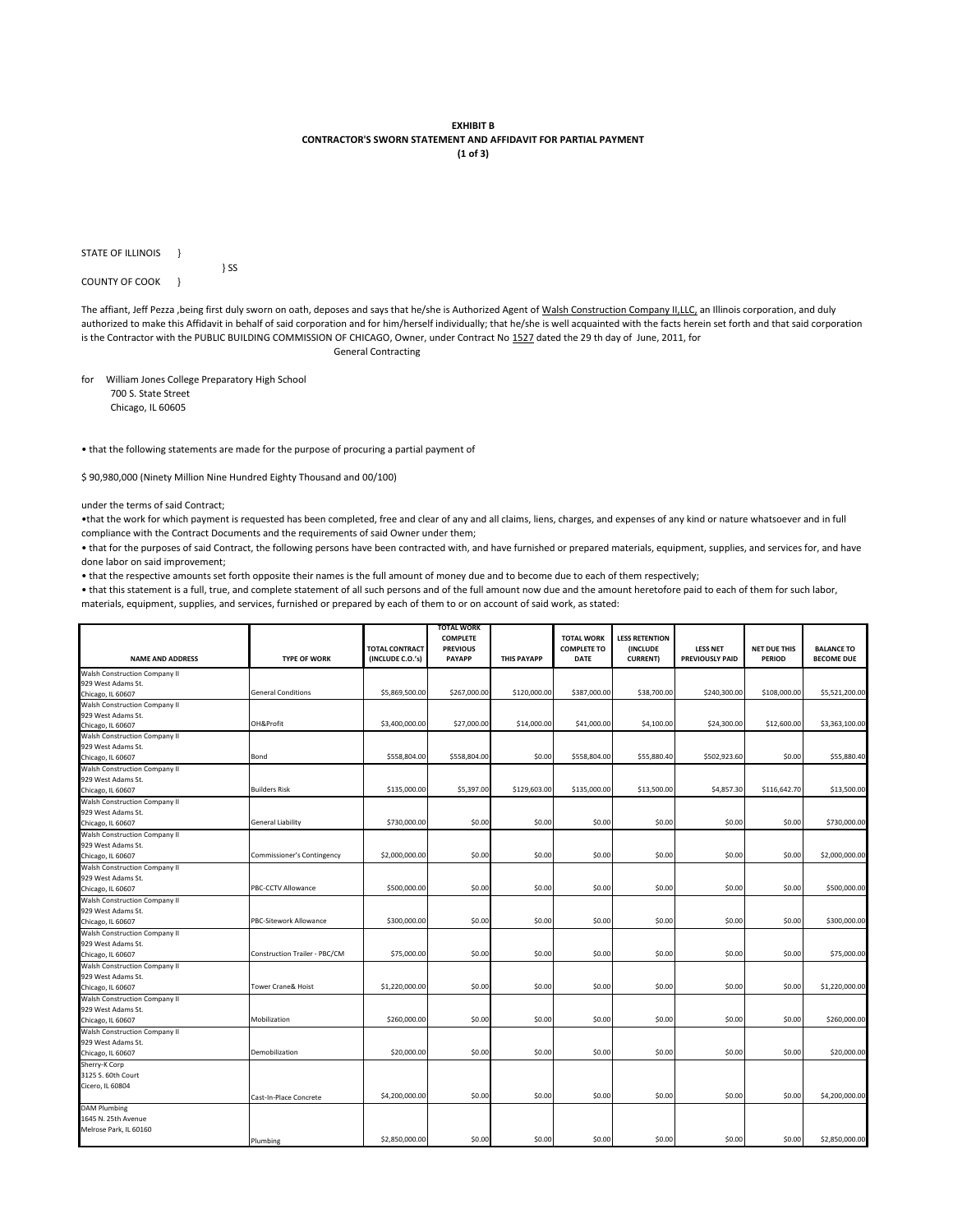**EXHIBIT B**
**CONTRACTOR'S SWORN STATEMENT AND AFFIDAVIT FOR PARTIAL PAYMENT**
**(1 of 3)**

STATE OF ILLINOIS }
} SS
COUNTY OF COOK }

The affiant, Jeff Pezza ,being first duly sworn on oath, deposes and says that he/she is Authorized Agent of Walsh Construction Company II,LLC, an Illinois corporation, and duly authorized to make this Affidavit in behalf of said corporation and for him/herself individually; that he/she is well acquainted with the facts herein set forth and that said corporation is the Contractor with the PUBLIC BUILDING COMMISSION OF CHICAGO, Owner, under Contract No 1527 dated the 29 th day of June, 2011, for

General Contracting

for William Jones College Preparatory High School
700 S. State Street
Chicago, IL 60605

• that the following statements are made for the purpose of procuring a partial payment of

$ 90,980,000 (Ninety Million Nine Hundred Eighty Thousand and 00/100)

under the terms of said Contract;

•that the work for which payment is requested has been completed, free and clear of any and all claims, liens, charges, and expenses of any kind or nature whatsoever and in full compliance with the Contract Documents and the requirements of said Owner under them;

• that for the purposes of said Contract, the following persons have been contracted with, and have furnished or prepared materials, equipment, supplies, and services for, and have done labor on said improvement;

• that the respective amounts set forth opposite their names is the full amount of money due and to become due to each of them respectively;

• that this statement is a full, true, and complete statement of all such persons and of the full amount now due and the amount heretofore paid to each of them for such labor, materials, equipment, supplies, and services, furnished or prepared by each of them to or on account of said work, as stated:

| NAME AND ADDRESS | TYPE OF WORK | TOTAL CONTRACT (INCLUDE C.O.'s) | TOTAL WORK COMPLETE PREVIOUS PAYAPP | THIS PAYAPP | TOTAL WORK COMPLETE TO DATE | LESS RETENTION (INCLUDE CURRENT) | LESS NET PREVIOUSLY PAID | NET DUE THIS PERIOD | BALANCE TO BECOME DUE |
|---|---|---|---|---|---|---|---|---|---|
| Walsh Construction Company II 929 West Adams St. Chicago, IL 60607 | General Conditions | $5,869,500.00 | $267,000.00 | $120,000.00 | $387,000.00 | $38,700.00 | $240,300.00 | $108,000.00 | $5,521,200.00 |
| Walsh Construction Company II 929 West Adams St. Chicago, IL 60607 | OH&Profit | $3,400,000.00 | $27,000.00 | $14,000.00 | $41,000.00 | $4,100.00 | $24,300.00 | $12,600.00 | $3,363,100.00 |
| Walsh Construction Company II 929 West Adams St. Chicago, IL 60607 | Bond | $558,804.00 | $558,804.00 | $0.00 | $558,804.00 | $55,880.40 | $502,923.60 | $0.00 | $55,880.40 |
| Walsh Construction Company II 929 West Adams St. Chicago, IL 60607 | Builders Risk | $135,000.00 | $5,397.00 | $129,603.00 | $135,000.00 | $13,500.00 | $4,857.30 | $116,642.70 | $13,500.00 |
| Walsh Construction Company II 929 West Adams St. Chicago, IL 60607 | General Liability | $730,000.00 | $0.00 | $0.00 | $0.00 | $0.00 | $0.00 | $0.00 | $730,000.00 |
| Walsh Construction Company II 929 West Adams St. Chicago, IL 60607 | Commissioner's Contingency | $2,000,000.00 | $0.00 | $0.00 | $0.00 | $0.00 | $0.00 | $0.00 | $2,000,000.00 |
| Walsh Construction Company II 929 West Adams St. Chicago, IL 60607 | PBC-CCTV Allowance | $500,000.00 | $0.00 | $0.00 | $0.00 | $0.00 | $0.00 | $0.00 | $500,000.00 |
| Walsh Construction Company II 929 West Adams St. Chicago, IL 60607 | PBC-Sitework Allowance | $300,000.00 | $0.00 | $0.00 | $0.00 | $0.00 | $0.00 | $0.00 | $300,000.00 |
| Walsh Construction Company II 929 West Adams St. Chicago, IL 60607 | Construction Trailer - PBC/CM | $75,000.00 | $0.00 | $0.00 | $0.00 | $0.00 | $0.00 | $0.00 | $75,000.00 |
| Walsh Construction Company II 929 West Adams St. Chicago, IL 60607 | Tower Crane& Hoist | $1,220,000.00 | $0.00 | $0.00 | $0.00 | $0.00 | $0.00 | $0.00 | $1,220,000.00 |
| Walsh Construction Company II 929 West Adams St. Chicago, IL 60607 | Mobilization | $260,000.00 | $0.00 | $0.00 | $0.00 | $0.00 | $0.00 | $0.00 | $260,000.00 |
| Walsh Construction Company II 929 West Adams St. Chicago, IL 60607 | Demobilization | $20,000.00 | $0.00 | $0.00 | $0.00 | $0.00 | $0.00 | $0.00 | $20,000.00 |
| Sherry-K Corp 3125 S. 60th Court Cicero, IL 60804 | Cast-In-Place Concrete | $4,200,000.00 | $0.00 | $0.00 | $0.00 | $0.00 | $0.00 | $0.00 | $4,200,000.00 |
| DAM Plumbing 1645 N. 25th Avenue Melrose Park, IL 60160 | Plumbing | $2,850,000.00 | $0.00 | $0.00 | $0.00 | $0.00 | $0.00 | $0.00 | $2,850,000.00 |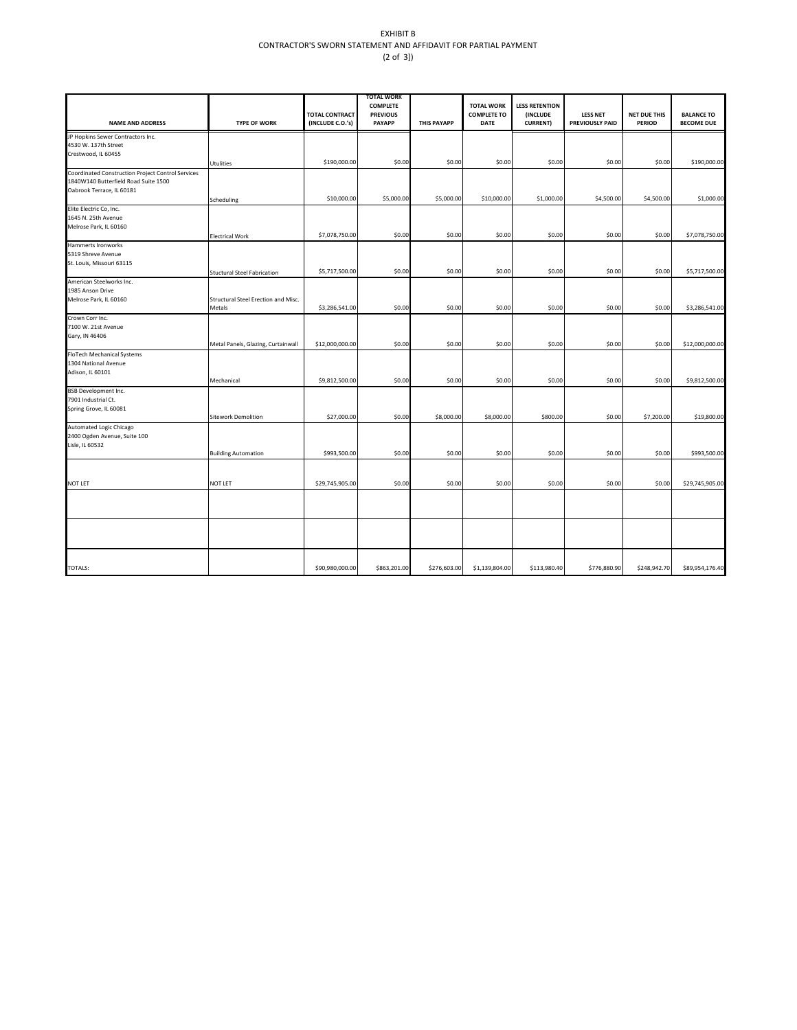# EXHIBIT B
## CONTRACTOR'S SWORN STATEMENT AND AFFIDAVIT FOR PARTIAL PAYMENT

(2 of 3])

| NAME AND ADDRESS | TYPE OF WORK | TOTAL CONTRACT (INCLUDE C.O.'s) | TOTAL WORK COMPLETE PREVIOUS PAYAPP | THIS PAYAPP | TOTAL WORK COMPLETE TO DATE | LESS RETENTION (INCLUDE CURRENT) | LESS NET PREVIOUSLY PAID | NET DUE THIS PERIOD | BALANCE TO BECOME DUE |
|---|---|---|---|---|---|---|---|---|---|
| JP Hopkins Sewer Contractors Inc.<br>4530 W. 137th Street<br>Crestwood, IL 60455 | Utilities | $190,000.00 | $0.00 | $0.00 | $0.00 | $0.00 | $0.00 | $0.00 | $190,000.00 |
| Coordinated Construction Project Control Services<br>1840W140 Butterfield Road Suite 1500<br>Oabrook Terrace, IL 60181 | Scheduling | $10,000.00 | $5,000.00 | $5,000.00 | $10,000.00 | $1,000.00 | $4,500.00 | $4,500.00 | $1,000.00 |
| Elite Electric Co, Inc.<br>1645 N. 25th Avenue<br>Melrose Park, IL 60160 | Electrical Work | $7,078,750.00 | $0.00 | $0.00 | $0.00 | $0.00 | $0.00 | $0.00 | $7,078,750.00 |
| Hammerts Ironworks<br>5319 Shreve Avenue<br>St. Louis, Missouri 63115 | Stuctural Steel Fabrication | $5,717,500.00 | $0.00 | $0.00 | $0.00 | $0.00 | $0.00 | $0.00 | $5,717,500.00 |
| American Steelworks Inc.<br>1985 Anson Drive<br>Melrose Park, IL 60160 | Structural Steel Erection and Misc. Metals | $3,286,541.00 | $0.00 | $0.00 | $0.00 | $0.00 | $0.00 | $0.00 | $3,286,541.00 |
| Crown Corr Inc.<br>7100 W. 21st Avenue<br>Gary, IN 46406 | Metal Panels, Glazing, Curtainwall | $12,000,000.00 | $0.00 | $0.00 | $0.00 | $0.00 | $0.00 | $0.00 | $12,000,000.00 |
| FloTech Mechanical Systems<br>1304 National Avenue<br>Adison, IL 60101 | Mechanical | $9,812,500.00 | $0.00 | $0.00 | $0.00 | $0.00 | $0.00 | $0.00 | $9,812,500.00 |
| BSB Development Inc.<br>7901 Industrial Ct.<br>Spring Grove, IL 60081 | Sitework Demolition | $27,000.00 | $0.00 | $8,000.00 | $8,000.00 | $800.00 | $0.00 | $7,200.00 | $19,800.00 |
| Automated Logic Chicago<br>2400 Ogden Avenue, Suite 100<br>Lisle, IL 60532 | Building Automation | $993,500.00 | $0.00 | $0.00 | $0.00 | $0.00 | $0.00 | $0.00 | $993,500.00 |
| NOT LET | NOT LET | $29,745,905.00 | $0.00 | $0.00 | $0.00 | $0.00 | $0.00 | $0.00 | $29,745,905.00 |
| | | | | | | | | | |
| | | | | | | | | | |
| TOTALS: | | $90,980,000.00 | $863,201.00 | $276,603.00 | $1,139,804.00 | $113,980.40 | $776,880.90 | $248,942.70 | $89,954,176.40 |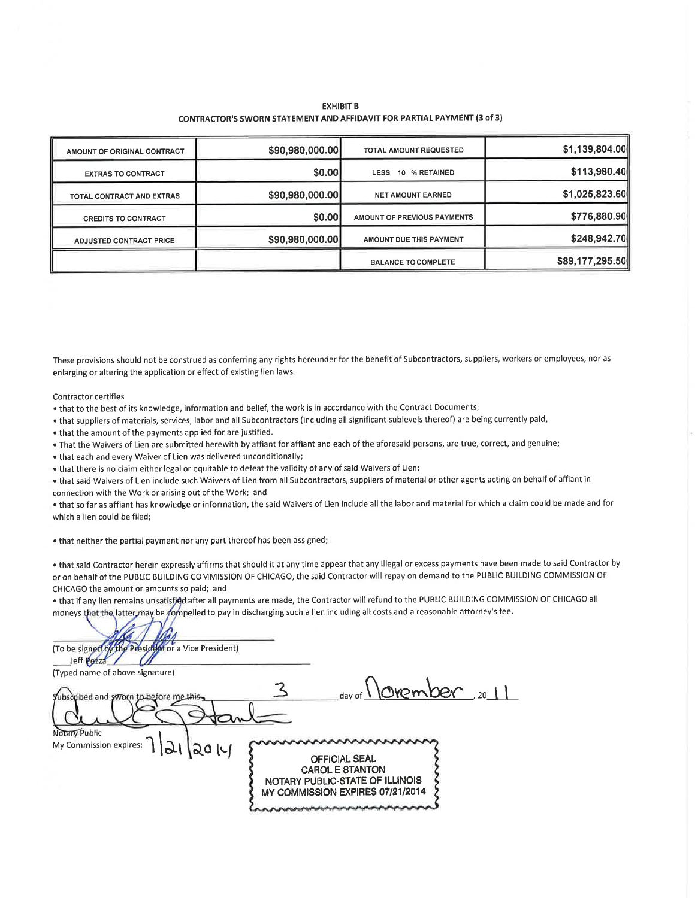**EXHIBIT B**
**CONTRACTOR'S SWORN STATEMENT AND AFFIDAVIT FOR PARTIAL PAYMENT (3 of 3)**

| | | | |
|---|---|---|---|
| AMOUNT OF ORIGINAL CONTRACT | $90,980,000.00 | TOTAL AMOUNT REQUESTED | $1,139,804.00 |
| EXTRAS TO CONTRACT | $0.00 | LESS 10 % RETAINED | $113,980.40 |
| TOTAL CONTRACT AND EXTRAS | $90,980,000.00 | NET AMOUNT EARNED | $1,025,823.60 |
| CREDITS TO CONTRACT | $0.00 | AMOUNT OF PREVIOUS PAYMENTS | $776,880.90 |
| ADJUSTED CONTRACT PRICE | $90,980,000.00 | AMOUNT DUE THIS PAYMENT | $248,942.70 |
| | | BALANCE TO COMPLETE | $89,177,295.50 |

These provisions should not be construed as conferring any rights hereunder for the benefit of Subcontractors, suppliers, workers or employees, nor as enlarging or altering the application or effect of existing lien laws.

Contractor certifies

- that to the best of its knowledge, information and belief, the work is in accordance with the Contract Documents;
- that suppliers of materials, services, labor and all Subcontractors (including all significant sublevels thereof) are being currently paid,
- that the amount of the payments applied for are justified.
- That the Waivers of Lien are submitted herewith by affiant for affiant and each of the aforesaid persons, are true, correct, and genuine;
- that each and every Waiver of Lien was delivered unconditionally;
- that there is no claim either legal or equitable to defeat the validity of any of said Waivers of Lien;
- that said Waivers of Lien include such Waivers of Lien from all Subcontractors, suppliers of material or other agents acting on behalf of affiant in connection with the Work or arising out of the Work; and
- that so far as affiant has knowledge or information, the said Waivers of Lien include all the labor and material for which a claim could be made and for which a lien could be filed;

- that neither the partial payment nor any part thereof has been assigned;

- that said Contractor herein expressly affirms that should it at any time appear that any illegal or excess payments have been made to said Contractor by or on behalf of the PUBLIC BUILDING COMMISSION OF CHICAGO, the said Contractor will repay on demand to the PUBLIC BUILDING COMMISSION OF CHICAGO the amount or amounts so paid; and
- that if any lien remains unsatisfied after all payments are made, the Contractor will refund to the PUBLIC BUILDING COMMISSION OF CHICAGO all moneys that the latter may be compelled to pay in discharging such a lien including all costs and a reasonable attorney's fee.

(To be signed by the President or a Vice President)

Jeff Pezza

(Typed name of above signature)

Subscribed and sworn to before me this 3 day of November, 2011

Notary Public

My Commission expires: 7/21/2014

OFFICIAL SEAL
CAROL E STANTON
NOTARY PUBLIC-STATE OF ILLINOIS
MY COMMISSION EXPIRES 07/21/2014